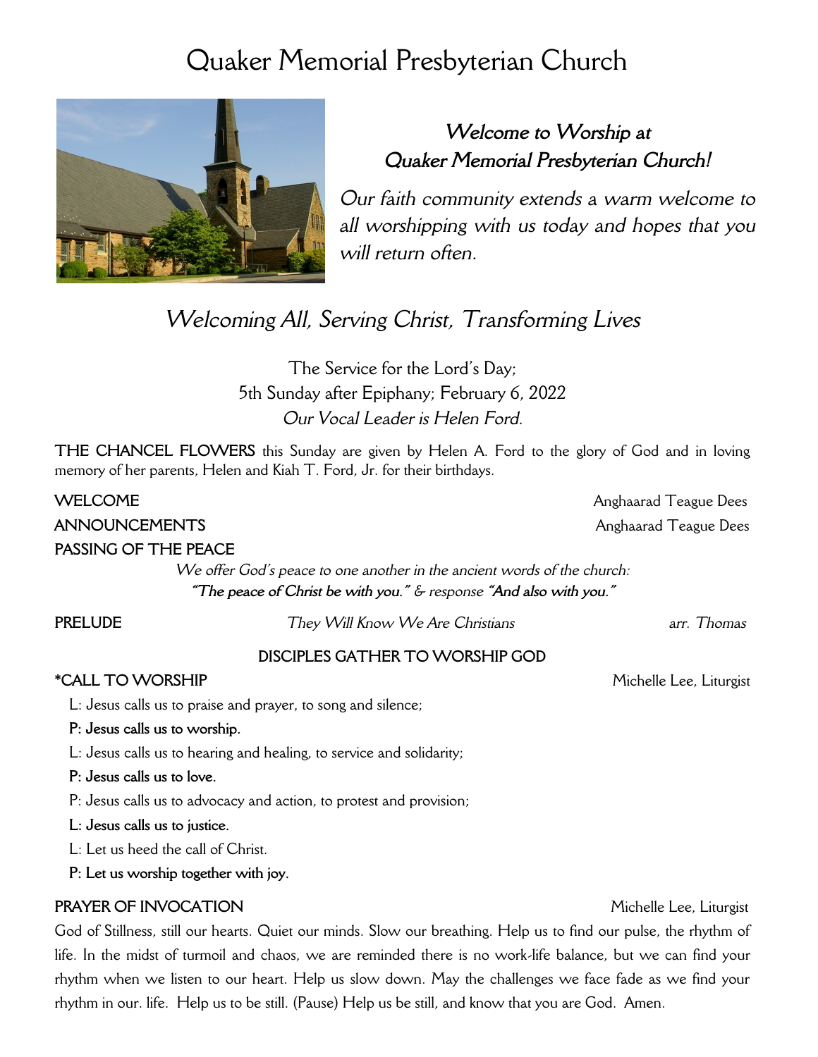# Quaker Memorial Presbyterian Church

***Welcome to Worship at Quaker Memorial Presbyterian Church!***

*Our faith community extends a warm welcome to all worshipping with us today and hopes that you will return often.*

## *Welcoming All, Serving Christ, Transforming Lives*

The Service for the Lord's Day;
5th Sunday after Epiphany; February 6, 2022
*Our Vocal Leader is Helen Ford.*

**THE CHANCEL FLOWERS** this Sunday are given by Helen A. Ford to the glory of God and in loving memory of her parents, Helen and Kiah T. Ford, Jr. for their birthdays.

**WELCOME** Anghaarad Teague Dees

**ANNOUNCEMENTS** Anghaarad Teague Dees

**PASSING OF THE PEACE**

*We offer God's peace to one another in the ancient words of the church:*
***"The peace of Christ be with you."** & response **"And also with you."***

**PRELUDE** *They Will Know We Are Christians* *arr. Thomas*

**DISCIPLES GATHER TO WORSHIP GOD**

**\*CALL TO WORSHIP** Michelle Lee, Liturgist

L: Jesus calls us to praise and prayer, to song and silence;

**P: Jesus calls us to worship.**

L: Jesus calls us to hearing and healing, to service and solidarity;

**P: Jesus calls us to love.**

P: Jesus calls us to advocacy and action, to protest and provision;

**L: Jesus calls us to justice.**

L: Let us heed the call of Christ.

**P: Let us worship together with joy.**

**PRAYER OF INVOCATION** Michelle Lee, Liturgist

God of Stillness, still our hearts. Quiet our minds. Slow our breathing. Help us to find our pulse, the rhythm of life. In the midst of turmoil and chaos, we are reminded there is no work-life balance, but we can find your rhythm when we listen to our heart. Help us slow down. May the challenges we face fade as we find your rhythm in our. life. Help us to be still. (Pause) Help us be still, and know that you are God. Amen.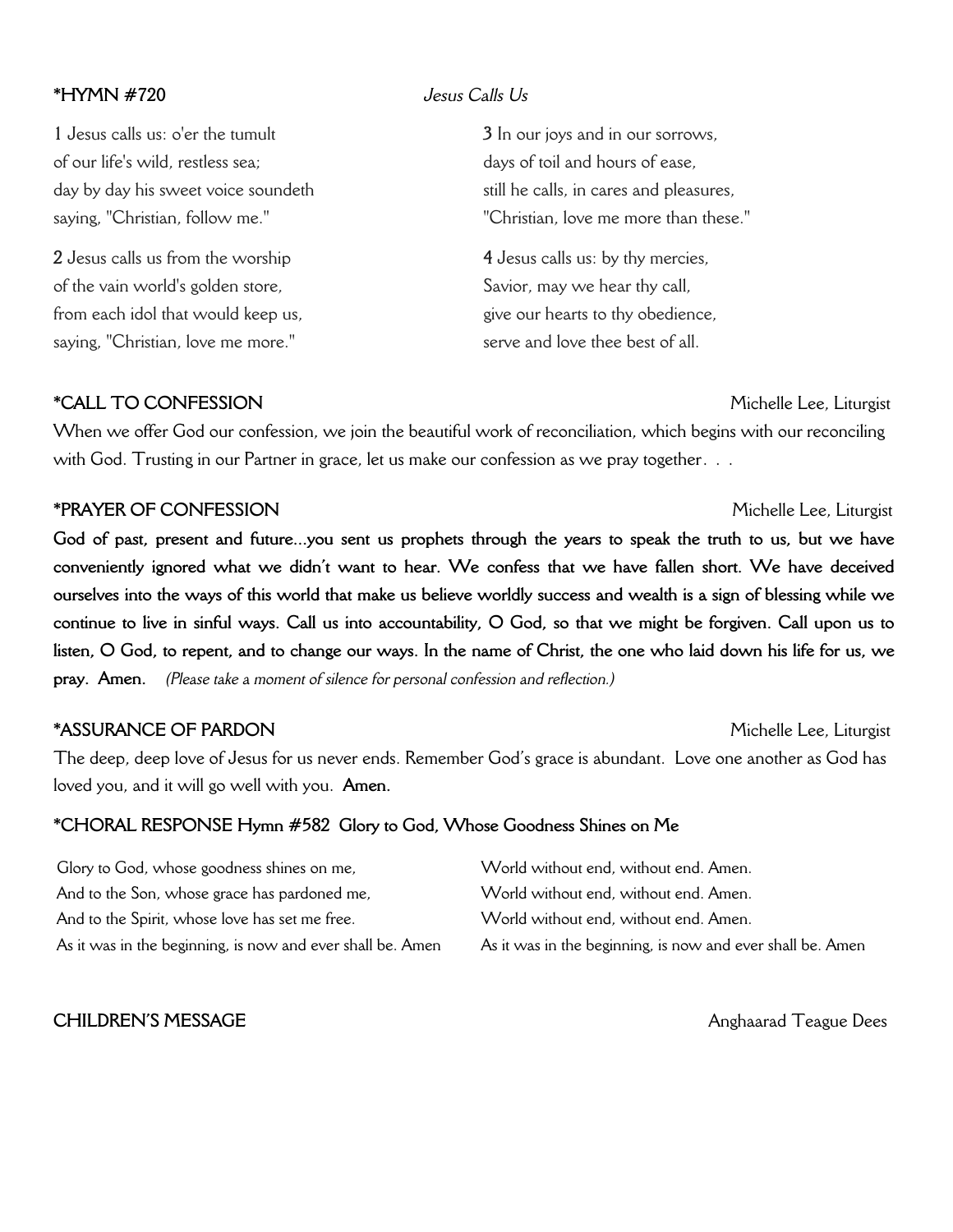**\*HYMN #720** *Jesus Calls Us*

**1** Jesus calls us: o'er the tumult
of our life's wild, restless sea;
day by day his sweet voice soundeth
saying, "Christian, follow me."

**2** Jesus calls us from the worship
of the vain world's golden store,
from each idol that would keep us,
saying, "Christian, love me more."

**3** In our joys and in our sorrows,
days of toil and hours of ease,
still he calls, in cares and pleasures,
"Christian, love me more than these."

**4** Jesus calls us: by thy mercies,
Savior, may we hear thy call,
give our hearts to thy obedience,
serve and love thee best of all.

**\*CALL TO CONFESSION** Michelle Lee, Liturgist

When we offer God our confession, we join the beautiful work of reconciliation, which begins with our reconciling with God. Trusting in our Partner in grace, let us make our confession as we pray together. . .

**\*PRAYER OF CONFESSION** Michelle Lee, Liturgist

**God of past, present and future…you sent us prophets through the years to speak the truth to us, but we have conveniently ignored what we didn't want to hear. We confess that we have fallen short. We have deceived ourselves into the ways of this world that make us believe worldly success and wealth is a sign of blessing while we continue to live in sinful ways. Call us into accountability, O God, so that we might be forgiven. Call upon us to listen, O God, to repent, and to change our ways. In the name of Christ, the one who laid down his life for us, we pray. Amen.** *(Please take a moment of silence for personal confession and reflection.)*

**\*ASSURANCE OF PARDON** Michelle Lee, Liturgist

The deep, deep love of Jesus for us never ends. Remember God's grace is abundant. Love one another as God has loved you, and it will go well with you. **Amen.**

**\*CHORAL RESPONSE Hymn #582 Glory to God, Whose Goodness Shines on Me**

Glory to God, whose goodness shines on me,
And to the Son, whose grace has pardoned me,
And to the Spirit, whose love has set me free.
As it was in the beginning, is now and ever shall be. Amen

World without end, without end. Amen.
World without end, without end. Amen.
World without end, without end. Amen.
As it was in the beginning, is now and ever shall be. Amen

**CHILDREN'S MESSAGE** Anghaarad Teague Dees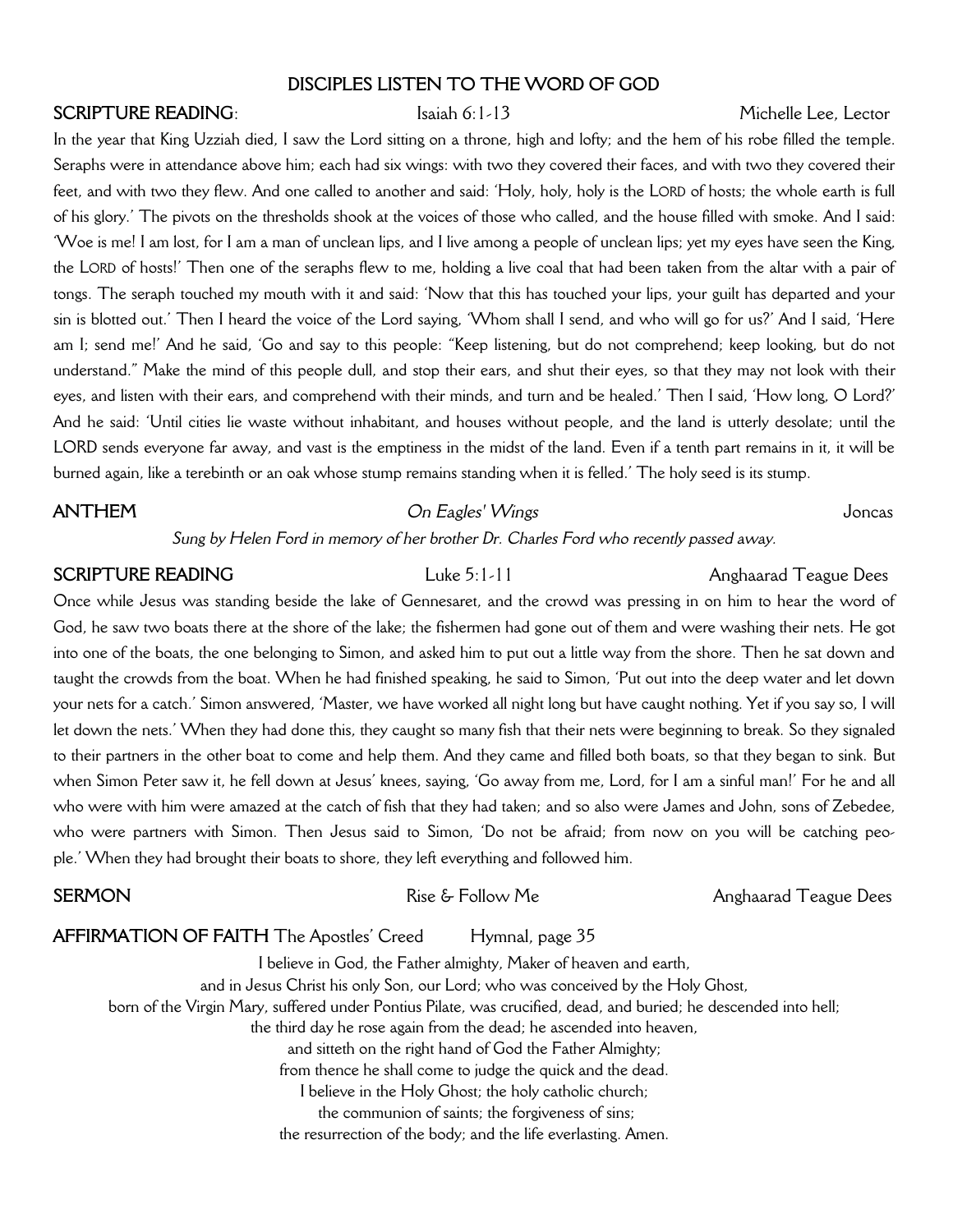## DISCIPLES LISTEN TO THE WORD OF GOD

**SCRIPTURE READING**: Isaiah 6:1-13 Michelle Lee, Lector

In the year that King Uzziah died, I saw the Lord sitting on a throne, high and lofty; and the hem of his robe filled the temple. Seraphs were in attendance above him; each had six wings: with two they covered their faces, and with two they covered their feet, and with two they flew. And one called to another and said: 'Holy, holy, holy is the LORD of hosts; the whole earth is full of his glory.' The pivots on the thresholds shook at the voices of those who called, and the house filled with smoke. And I said: 'Woe is me! I am lost, for I am a man of unclean lips, and I live among a people of unclean lips; yet my eyes have seen the King, the LORD of hosts!' Then one of the seraphs flew to me, holding a live coal that had been taken from the altar with a pair of tongs. The seraph touched my mouth with it and said: 'Now that this has touched your lips, your guilt has departed and your sin is blotted out.' Then I heard the voice of the Lord saying, 'Whom shall I send, and who will go for us?' And I said, 'Here am I; send me!' And he said, 'Go and say to this people: "Keep listening, but do not comprehend; keep looking, but do not understand." Make the mind of this people dull, and stop their ears, and shut their eyes, so that they may not look with their eyes, and listen with their ears, and comprehend with their minds, and turn and be healed.' Then I said, 'How long, O Lord?' And he said: 'Until cities lie waste without inhabitant, and houses without people, and the land is utterly desolate; until the LORD sends everyone far away, and vast is the emptiness in the midst of the land. Even if a tenth part remains in it, it will be burned again, like a terebinth or an oak whose stump remains standing when it is felled.' The holy seed is its stump.

**ANTHEM** *On Eagles' Wings* Joncas

*Sung by Helen Ford in memory of her brother Dr. Charles Ford who recently passed away.*

**SCRIPTURE READING** Luke 5:1-11 Anghaarad Teague Dees

Once while Jesus was standing beside the lake of Gennesaret, and the crowd was pressing in on him to hear the word of God, he saw two boats there at the shore of the lake; the fishermen had gone out of them and were washing their nets. He got into one of the boats, the one belonging to Simon, and asked him to put out a little way from the shore. Then he sat down and taught the crowds from the boat. When he had finished speaking, he said to Simon, 'Put out into the deep water and let down your nets for a catch.' Simon answered, 'Master, we have worked all night long but have caught nothing. Yet if you say so, I will let down the nets.' When they had done this, they caught so many fish that their nets were beginning to break. So they signaled to their partners in the other boat to come and help them. And they came and filled both boats, so that they began to sink. But when Simon Peter saw it, he fell down at Jesus' knees, saying, 'Go away from me, Lord, for I am a sinful man!' For he and all who were with him were amazed at the catch of fish that they had taken; and so also were James and John, sons of Zebedee, who were partners with Simon. Then Jesus said to Simon, 'Do not be afraid; from now on you will be catching people.' When they had brought their boats to shore, they left everything and followed him.

**SERMON** Rise & Follow Me Anghaarad Teague Dees

**AFFIRMATION OF FAITH** The Apostles' Creed Hymnal, page 35

I believe in God, the Father almighty, Maker of heaven and earth,
and in Jesus Christ his only Son, our Lord; who was conceived by the Holy Ghost,
born of the Virgin Mary, suffered under Pontius Pilate, was crucified, dead, and buried; he descended into hell;
the third day he rose again from the dead; he ascended into heaven,
and sitteth on the right hand of God the Father Almighty;
from thence he shall come to judge the quick and the dead.
I believe in the Holy Ghost; the holy catholic church;
the communion of saints; the forgiveness of sins;
the resurrection of the body; and the life everlasting. Amen.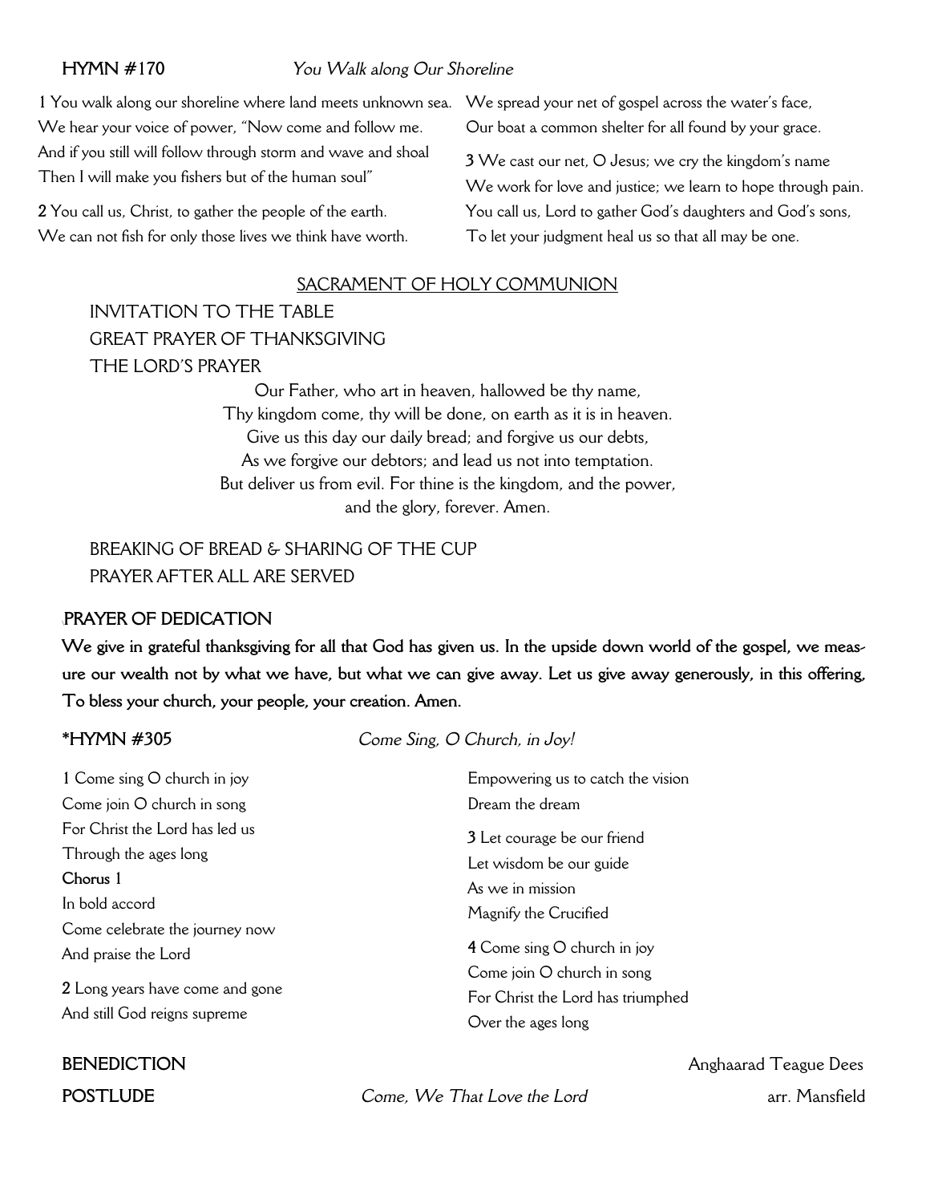**HYMN #170** *You Walk along Our Shoreline*

**1** You walk along our shoreline where land meets unknown sea.
We hear your voice of power, "Now come and follow me.
And if you still will follow through storm and wave and shoal
Then I will make you fishers but of the human soul"

**2** You call us, Christ, to gather the people of the earth.
We can not fish for only those lives we think have worth.
We spread your net of gospel across the water's face,
Our boat a common shelter for all found by your grace.

**3** We cast our net, O Jesus; we cry the kingdom's name
We work for love and justice; we learn to hope through pain.
You call us, Lord to gather God's daughters and God's sons,
To let your judgment heal us so that all may be one.

## SACRAMENT OF HOLY COMMUNION

INVITATION TO THE TABLE

GREAT PRAYER OF THANKSGIVING

THE LORD'S PRAYER

Our Father, who art in heaven, hallowed be thy name,
Thy kingdom come, thy will be done, on earth as it is in heaven.
Give us this day our daily bread; and forgive us our debts,
As we forgive our debtors; and lead us not into temptation.
But deliver us from evil. For thine is the kingdom, and the power,
and the glory, forever. Amen.

BREAKING OF BREAD & SHARING OF THE CUP

PRAYER AFTER ALL ARE SERVED

**PRAYER OF DEDICATION**

**We give in grateful thanksgiving for all that God has given us. In the upside down world of the gospel, we measure our wealth not by what we have, but what we can give away. Let us give away generously, in this offering, To bless your church, your people, your creation. Amen.**

**\*HYMN #305** *Come Sing, O Church, in Joy!*

**1** Come sing O church in joy
Come join O church in song
For Christ the Lord has led us
Through the ages long

**Chorus 1**
In bold accord
Come celebrate the journey now
And praise the Lord

**2** Long years have come and gone
And still God reigns supreme
Empowering us to catch the vision
Dream the dream

**3** Let courage be our friend
Let wisdom be our guide
As we in mission
Magnify the Crucified

**4** Come sing O church in joy
Come join O church in song
For Christ the Lord has triumphed
Over the ages long

**BENEDICTION** Anghaarad Teague Dees

**POSTLUDE** *Come, We That Love the Lord* arr. Mansfield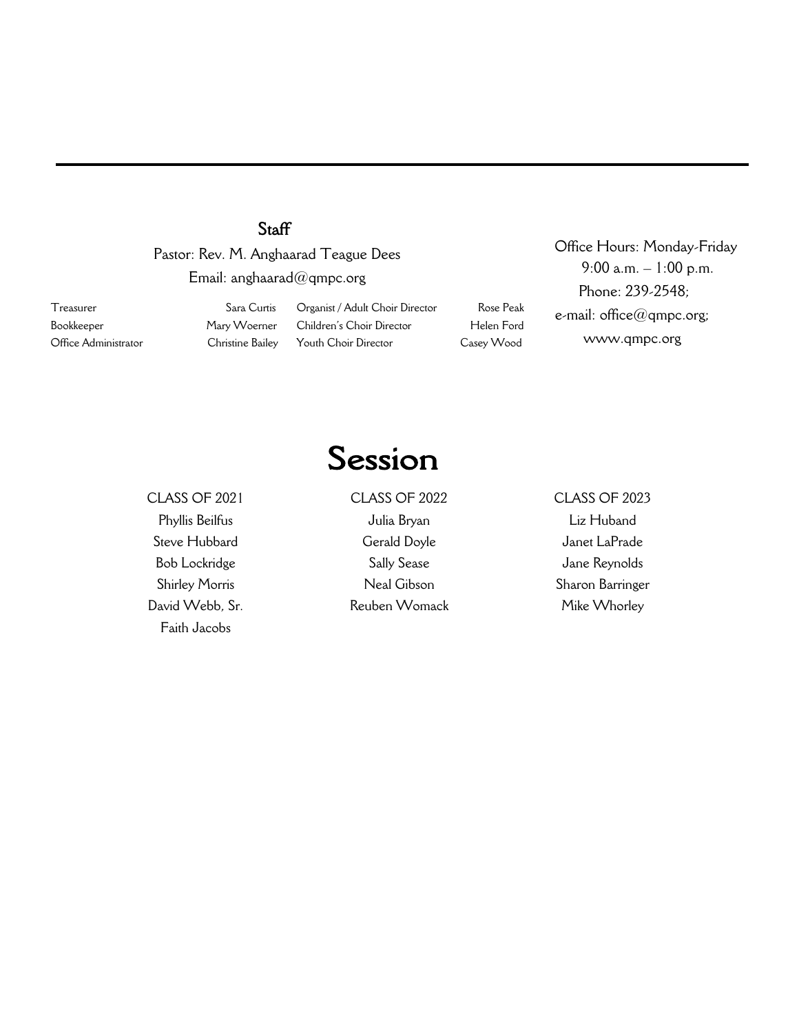## Staff

Pastor: Rev. M. Anghaarad Teague Dees

Email: anghaarad@qmpc.org

| | | | |
|---|---|---|---|
| Treasurer | Sara Curtis | Organist / Adult Choir Director | Rose Peak |
| Bookkeeper | Mary Woerner | Children's Choir Director | Helen Ford |
| Office Administrator | Christine Bailey | Youth Choir Director | Casey Wood |

Office Hours: Monday-Friday
9:00 a.m. – 1:00 p.m.
Phone: 239-2548;
e-mail: office@qmpc.org;
www.qmpc.org

# Session

| CLASS OF 2021 | CLASS OF 2022 | CLASS OF 2023 |
|---|---|---|
| Phyllis Beilfus | Julia Bryan | Liz Huband |
| Steve Hubbard | Gerald Doyle | Janet LaPrade |
| Bob Lockridge | Sally Sease | Jane Reynolds |
| Shirley Morris | Neal Gibson | Sharon Barringer |
| David Webb, Sr. | Reuben Womack | Mike Whorley |
| Faith Jacobs | | |